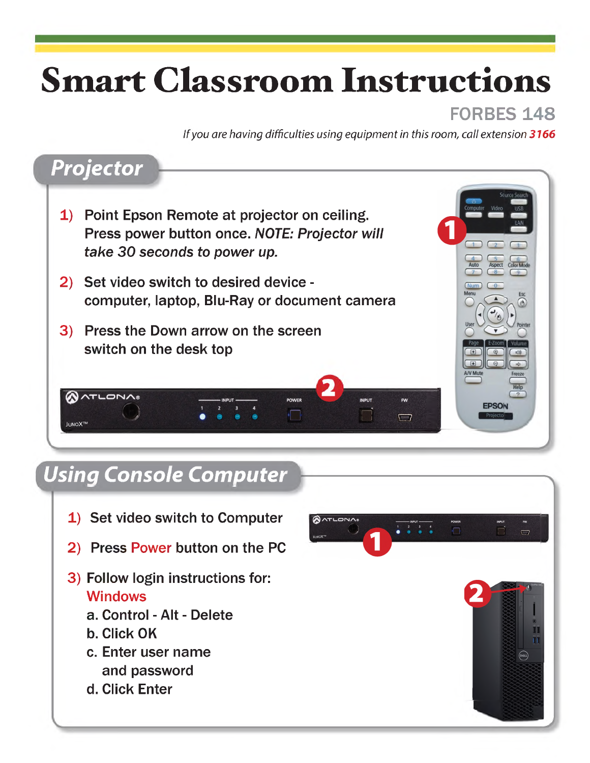# Smart Classroom Instructions

## FORBES 148

*If you are having difficulties using equipment in this room, call extension **3166***

## Projector

1) Point Epson Remote at projector on ceiling. Press power button once. *NOTE: Projector will take 30 seconds to power up.*

2) Set video switch to desired device - computer, laptop, Blu-Ray or document camera

3) Press the Down arrow on the screen switch on the desk top

## Using Console Computer

1) Set video switch to Computer

2) Press Power button on the PC

3) Follow login instructions for:
   Windows
   a. Control - Alt - Delete
   b. Click OK
   c. Enter user name and password
   d. Click Enter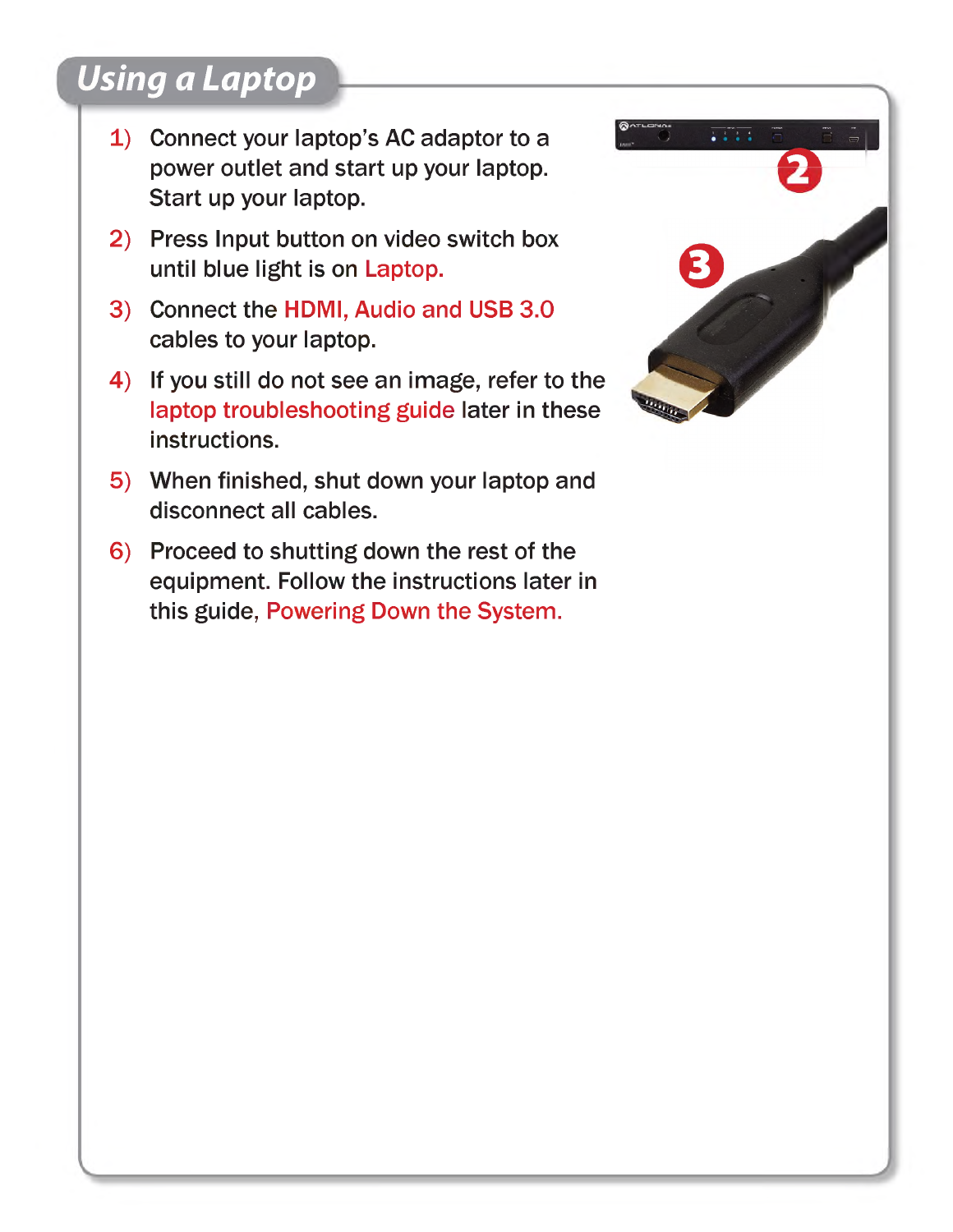## Using a Laptop

1) Connect your laptop's AC adaptor to a power outlet and start up your laptop. Start up your laptop.
2) Press Input button on video switch box until blue light is on Laptop.
3) Connect the HDMI, Audio and USB 3.0 cables to your laptop.
4) If you still do not see an image, refer to the laptop troubleshooting guide later in these instructions.
5) When finished, shut down your laptop and disconnect all cables.
6) Proceed to shutting down the rest of the equipment. Follow the instructions later in this guide, Powering Down the System.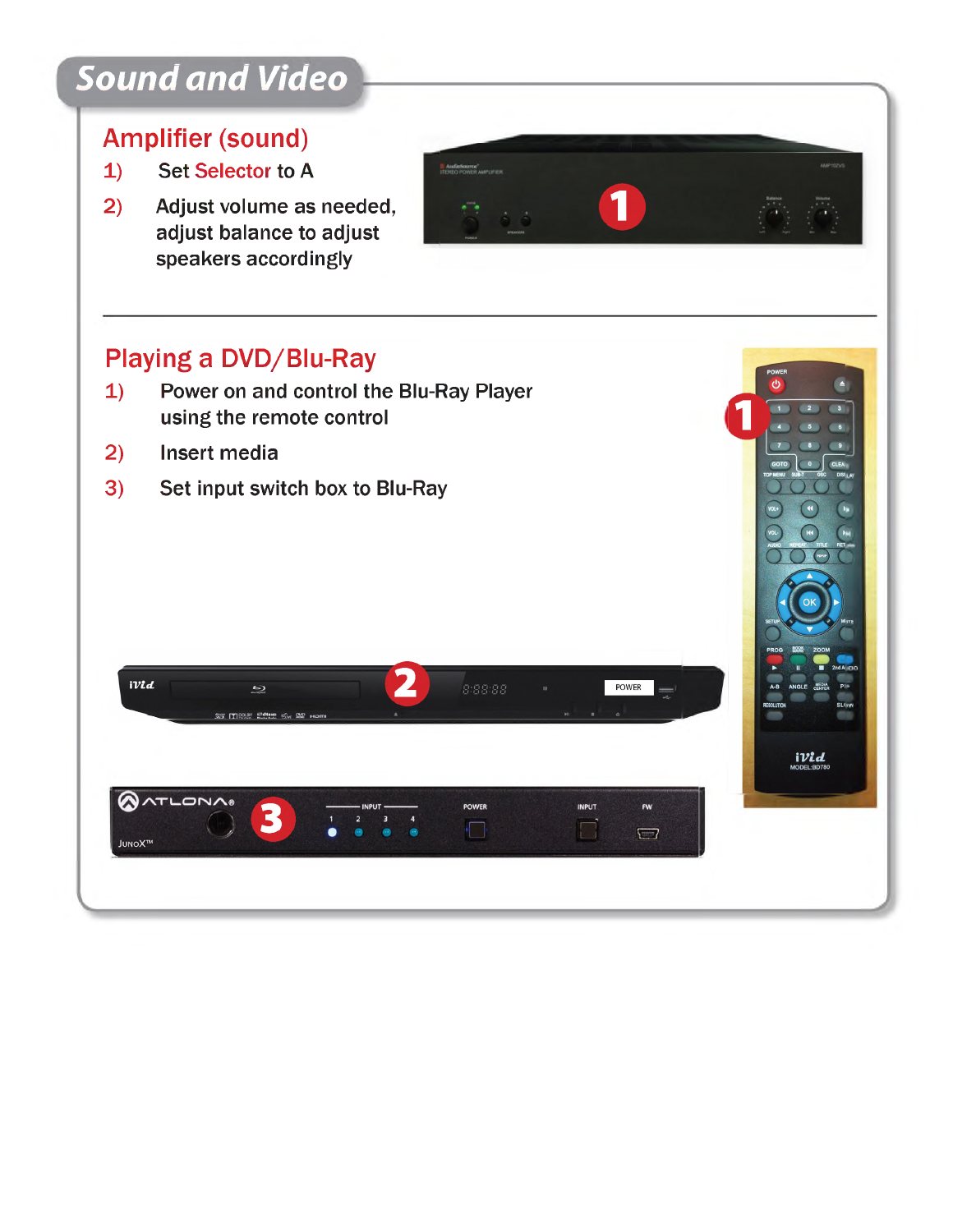# Sound and Video

## Amplifier (sound)

1) Set Selector to A
2) Adjust volume as needed, adjust balance to adjust speakers accordingly

## Playing a DVD/Blu-Ray

1) Power on and control the Blu-Ray Player using the remote control
2) Insert media
3) Set input switch box to Blu-Ray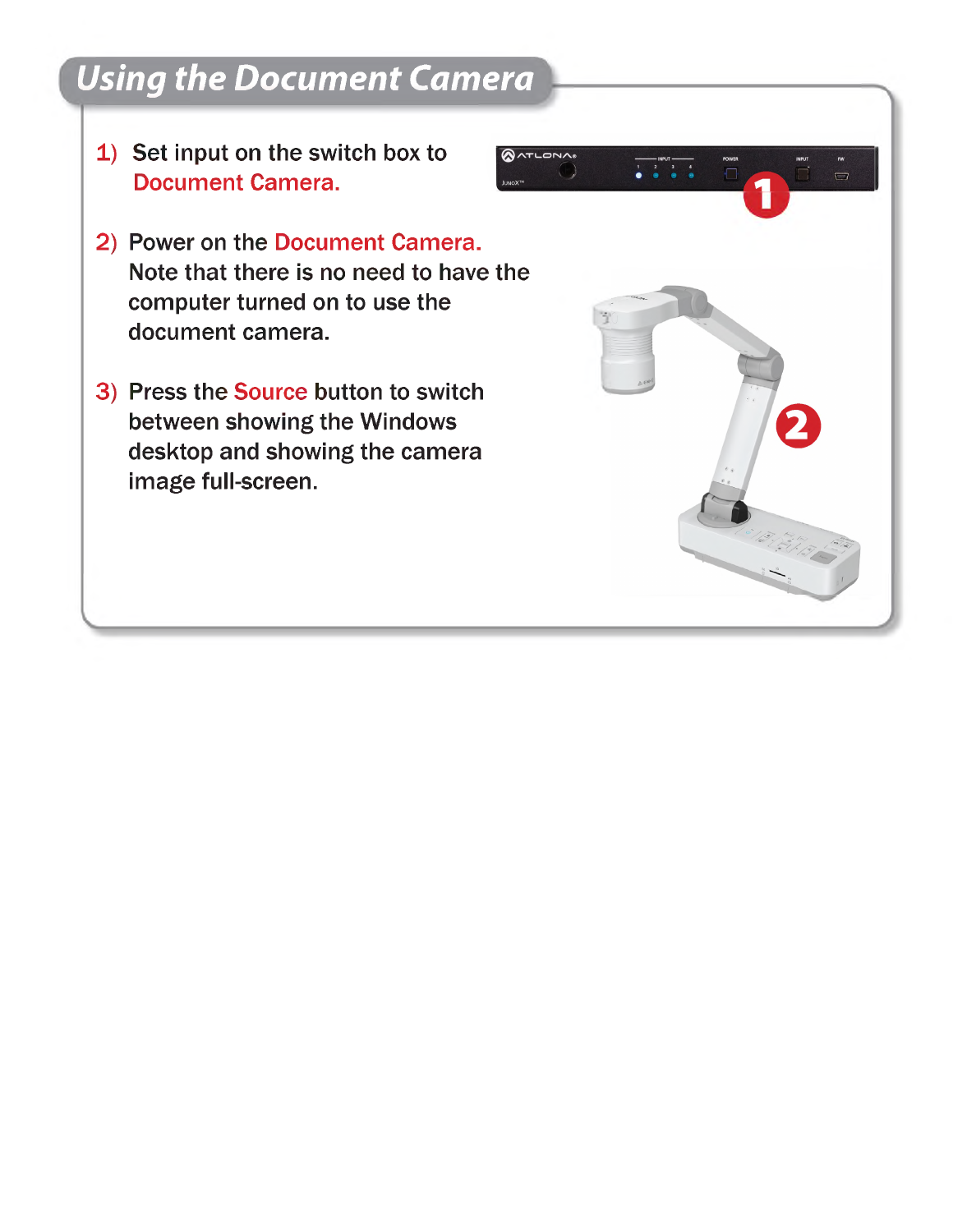## Using the Document Camera

1) Set input on the switch box to Document Camera.

2) Power on the Document Camera. Note that there is no need to have the computer turned on to use the document camera.

3) Press the Source button to switch between showing the Windows desktop and showing the camera image full-screen.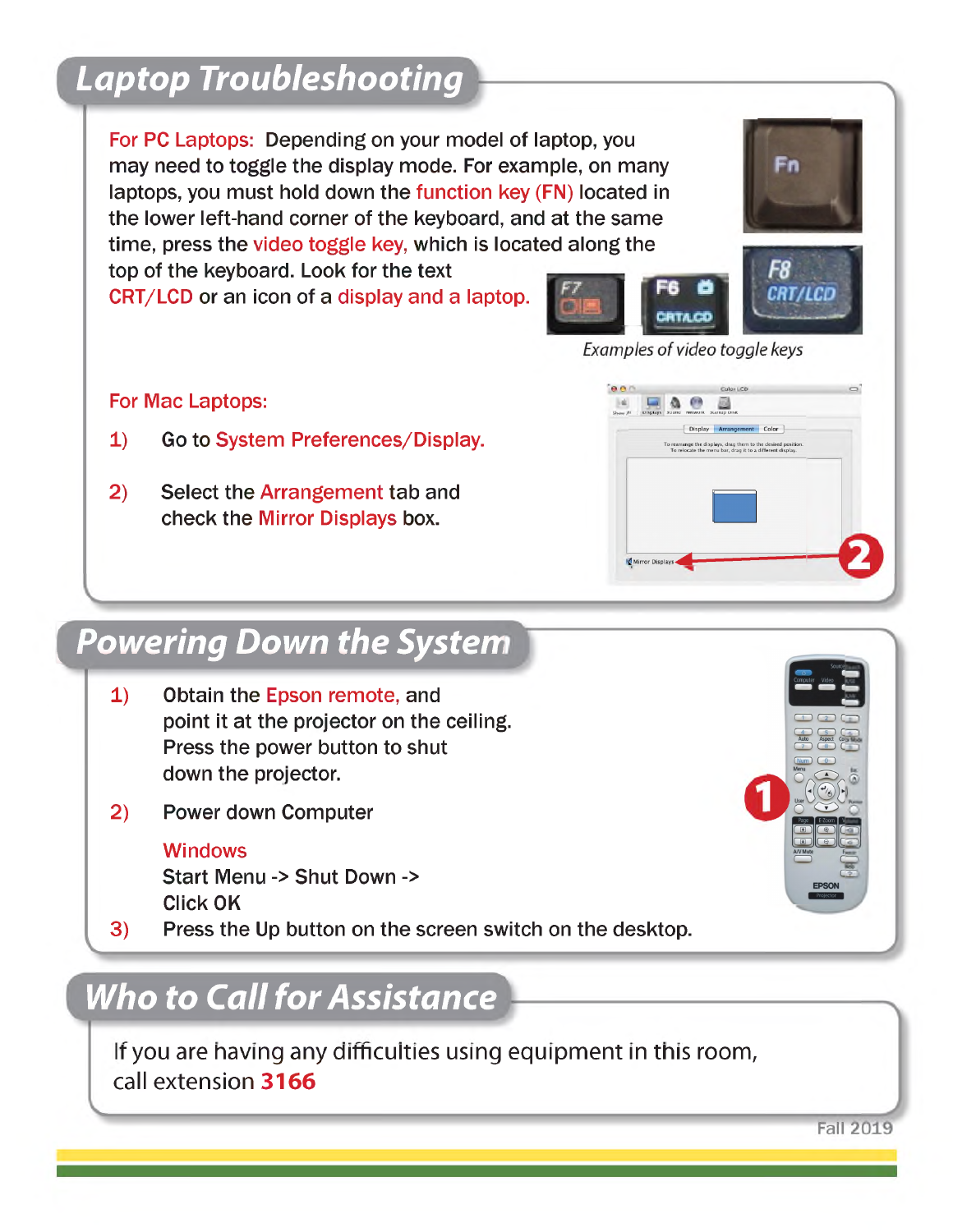## Laptop Troubleshooting

For PC Laptops: Depending on your model of laptop, you may need to toggle the display mode. For example, on many laptops, you must hold down the function key (FN) located in the lower left-hand corner of the keyboard, and at the same time, press the video toggle key, which is located along the top of the keyboard. Look for the text CRT/LCD or an icon of a display and a laptop.

*Examples of video toggle keys*

For Mac Laptops:

1) Go to System Preferences/Display.

2) Select the Arrangement tab and check the Mirror Displays box.

## Powering Down the System

1) Obtain the Epson remote, and point it at the projector on the ceiling. Press the power button to shut down the projector.

2) Power down Computer

   Windows
   Start Menu -> Shut Down ->
   Click OK

3) Press the Up button on the screen switch on the desktop.

## Who to Call for Assistance

If you are having any difficulties using equipment in this room, call extension **3166**

Fall 2019